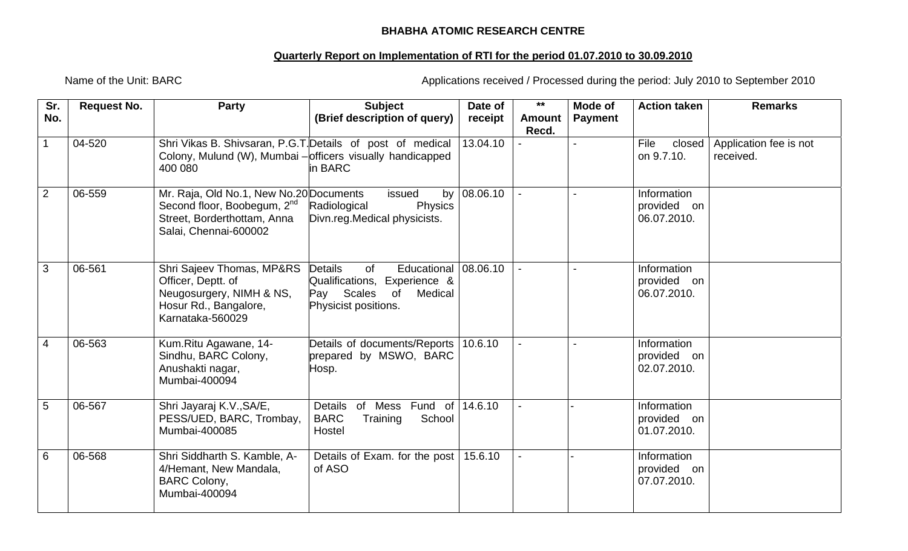**BHABHA ATOMIC RESEARCH CENTRE**

**Quarterly Report on Implementation of RTI for the period 01.07.2010 to 30.09.2010**

Name of the Unit: BARC

Applications received / Processed during the period: July 2010 to September 2010

| Sr. No. | Request No. | Party | Subject (Brief description of query) | Date of receipt | ** Amount Recd. | Mode of Payment | Action taken | Remarks |
|---|---|---|---|---|---|---|---|---|
| 1 | 04-520 | Shri Vikas B. Shivsaran, P.G.T. Colony, Mulund (W), Mumbai – 400 080 | Details of post of medical officers visually handicapped in BARC | 13.04.10 | - | - | File closed on 9.7.10. | Application fee is not received. |
| 2 | 06-559 | Mr. Raja, Old No.1, New No.20 Second floor, Boobegum, 2nd Street, Borderthottam, Anna Salai, Chennai-600002 | Documents issued by Radiological Physics Divn.reg.Medical physicists. | 08.06.10 | - | - | Information provided on 06.07.2010. | |
| 3 | 06-561 | Shri Sajeev Thomas, MP&RS Officer, Deptt. of Neugosurgery, NIMH & NS, Hosur Rd., Bangalore, Karnataka-560029 | Details of Educational Qualifications, Experience & Pay Scales of Medical Physicist positions. | 08.06.10 | - | - | Information provided on 06.07.2010. | |
| 4 | 06-563 | Kum.Ritu Agawane, 14-Sindhu, BARC Colony, Anushakti nagar, Mumbai-400094 | Details of documents/Reports prepared by MSWO, BARC Hosp. | 10.6.10 | - | - | Information provided on 02.07.2010. | |
| 5 | 06-567 | Shri Jayaraj K.V.,SA/E, PESS/UED, BARC, Trombay, Mumbai-400085 | Details of Mess Fund of BARC Training School Hostel | 14.6.10 | - | - | Information provided on 01.07.2010. | |
| 6 | 06-568 | Shri Siddharth S. Kamble, A-4/Hemant, New Mandala, BARC Colony, Mumbai-400094 | Details of Exam. for the post of ASO | 15.6.10 | - | - | Information provided on 07.07.2010. | |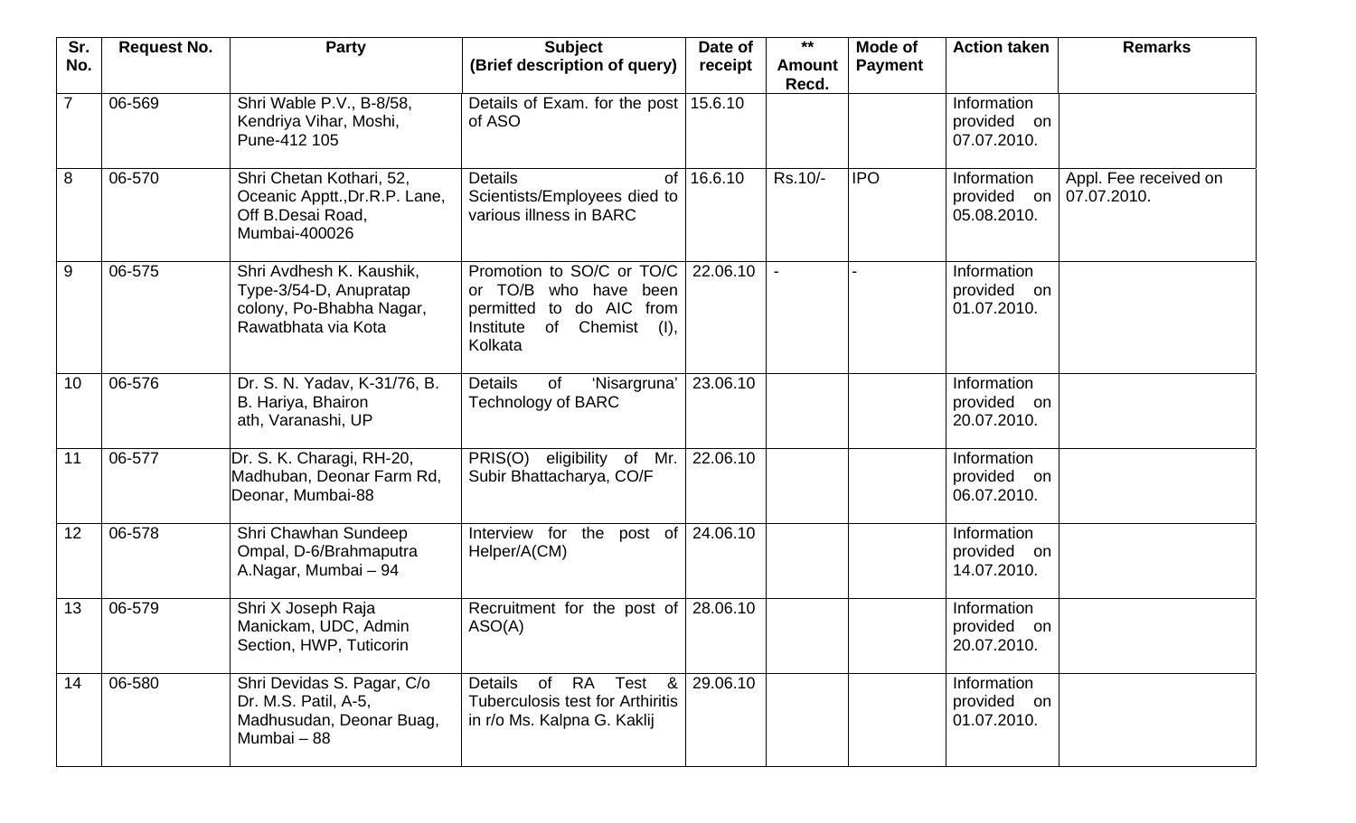| Sr. No. | Request No. | Party | Subject (Brief description of query) | Date of receipt | ** Amount Recd. | Mode of Payment | Action taken | Remarks |
|---|---|---|---|---|---|---|---|---|
| 7 | 06-569 | Shri Wable P.V., B-8/58, Kendriya Vihar, Moshi, Pune-412 105 | Details of Exam. for the post of ASO | 15.6.10 | | | Information provided on 07.07.2010. | |
| 8 | 06-570 | Shri Chetan Kothari, 52, Oceanic Apptt.,Dr.R.P. Lane, Off B.Desai Road, Mumbai-400026 | Details of Scientists/Employees died to various illness in BARC | 16.6.10 | Rs.10/- | IPO | Information provided on 05.08.2010. | Appl. Fee received on 07.07.2010. |
| 9 | 06-575 | Shri Avdhesh K. Kaushik, Type-3/54-D, Anupratap colony, Po-Bhabha Nagar, Rawatbhata via Kota | Promotion to SO/C or TO/C or TO/B who have been permitted to do AIC from Institute of Chemist (I), Kolkata | 22.06.10 | - | - | Information provided on 01.07.2010. | |
| 10 | 06-576 | Dr. S. N. Yadav, K-31/76, B. B. Hariya, Bhairon ath, Varanasi, UP | Details of 'Nisargruna' Technology of BARC | 23.06.10 | | | Information provided on 20.07.2010. | |
| 11 | 06-577 | Dr. S. K. Charagi, RH-20, Madhuban, Deonar Farm Rd, Deonar, Mumbai-88 | PRIS(O) eligibility of Mr. Subir Bhattacharya, CO/F | 22.06.10 | | | Information provided on 06.07.2010. | |
| 12 | 06-578 | Shri Chawhan Sundeep Ompal, D-6/Brahmaputra A.Nagar, Mumbai – 94 | Interview for the post of Helper/A(CM) | 24.06.10 | | | Information provided on 14.07.2010. | |
| 13 | 06-579 | Shri X Joseph Raja Manickam, UDC, Admin Section, HWP, Tuticorin | Recruitment for the post of ASO(A) | 28.06.10 | | | Information provided on 20.07.2010. | |
| 14 | 06-580 | Shri Devidas S. Pagar, C/o Dr. M.S. Patil, A-5, Madhusudan, Deonar Buag, Mumbai – 88 | Details of RA Test & Tuberculosis test for Arthiritis in r/o Ms. Kalpna G. Kaklij | 29.06.10 | | | Information provided on 01.07.2010. | |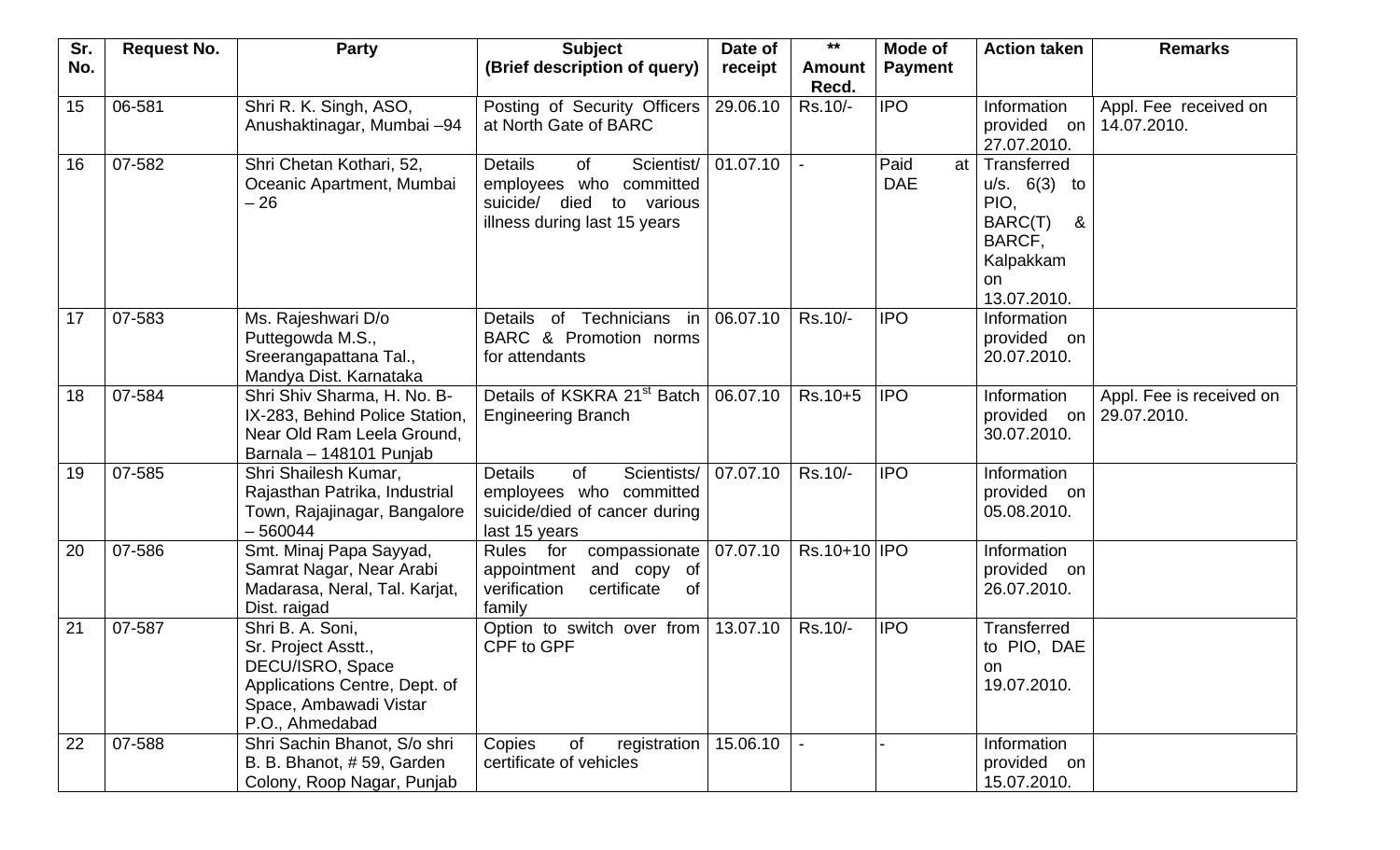| Sr. No. | Request No. | Party | Subject (Brief description of query) | Date of receipt | ** Amount Recd. | Mode of Payment | Action taken | Remarks |
|---|---|---|---|---|---|---|---|---|
| 15 | 06-581 | Shri R. K. Singh, ASO, Anushaktinagar, Mumbai –94 | Posting of Security Officers at North Gate of BARC | 29.06.10 | Rs.10/- | IPO | Information provided on 27.07.2010. | Appl. Fee received on 14.07.2010. |
| 16 | 07-582 | Shri Chetan Kothari, 52, Oceanic Apartment, Mumbai – 26 | Details of Scientist/ employees who committed suicide/ died to various illness during last 15 years | 01.07.10 | - | Paid at DAE | Transferred u/s. 6(3) to PIO, BARC(T) & BARCF, Kalpakkam on 13.07.2010. | |
| 17 | 07-583 | Ms. Rajeshwari D/o Puttegowda M.S., Sreerangapattana Tal., Mandya Dist. Karnataka | Details of Technicians in BARC & Promotion norms for attendants | 06.07.10 | Rs.10/- | IPO | Information provided on 20.07.2010. | |
| 18 | 07-584 | Shri Shiv Sharma, H. No. B-IX-283, Behind Police Station, Near Old Ram Leela Ground, Barnala – 148101 Punjab | Details of KSKRA 21st Batch Engineering Branch | 06.07.10 | Rs.10+5 | IPO | Information provided on 30.07.2010. | Appl. Fee is received on 29.07.2010. |
| 19 | 07-585 | Shri Shailesh Kumar, Rajasthan Patrika, Industrial Town, Rajajinagar, Bangalore – 560044 | Details of Scientists/ employees who committed suicide/died of cancer during last 15 years | 07.07.10 | Rs.10/- | IPO | Information provided on 05.08.2010. | |
| 20 | 07-586 | Smt. Minaj Papa Sayyad, Samrat Nagar, Near Arabi Madarasa, Neral, Tal. Karjat, Dist. raigad | Rules for compassionate appointment and copy of verification certificate of family | 07.07.10 | Rs.10+10 | IPO | Information provided on 26.07.2010. | |
| 21 | 07-587 | Shri B. A. Soni, Sr. Project Asstt., DECU/ISRO, Space Applications Centre, Dept. of Space, Ambawadi Vistar P.O., Ahmedabad | Option to switch over from CPF to GPF | 13.07.10 | Rs.10/- | IPO | Transferred to PIO, DAE on 19.07.2010. | |
| 22 | 07-588 | Shri Sachin Bhanot, S/o shri B. B. Bhanot, # 59, Garden Colony, Roop Nagar, Punjab | Copies of registration certificate of vehicles | 15.06.10 | - | - | Information provided on 15.07.2010. | |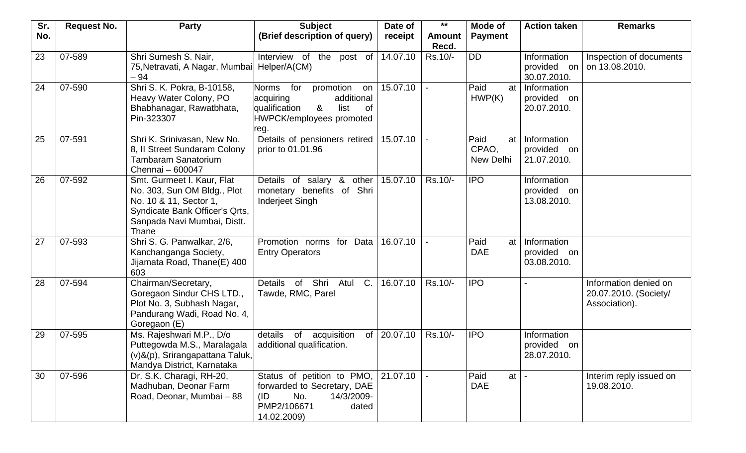| Sr. No. | Request No. | Party | Subject (Brief description of query) | Date of receipt | ** Amount Recd. | Mode of Payment | Action taken | Remarks |
|---|---|---|---|---|---|---|---|---|
| 23 | 07-589 | Shri Sumesh S. Nair, 75,Netravati, A Nagar, Mumbai – 94 | Interview of the post of Helper/A(CM) | 14.07.10 | Rs.10/- | DD | Information provided on 30.07.2010. | Inspection of documents on 13.08.2010. |
| 24 | 07-590 | Shri S. K. Pokra, B-10158, Heavy Water Colony, PO Bhabhanagar, Rawatbhata, Pin-323307 | Norms for promotion on acquiring additional qualification & list of HWPCK/employees promoted reg. | 15.07.10 | - | Paid at HWP(K) | Information provided on 20.07.2010. | |
| 25 | 07-591 | Shri K. Srinivasan, New No. 8, II Street Sundaram Colony Tambaram Sanatorium Chennai – 600047 | Details of pensioners retired prior to 01.01.96 | 15.07.10 | - | Paid at CPAO, New Delhi | Information provided on 21.07.2010. | |
| 26 | 07-592 | Smt. Gurmeet I. Kaur, Flat No. 303, Sun OM Bldg., Plot No. 10 & 11, Sector 1, Syndicate Bank Officer's Qrts, Sanpada Navi Mumbai, Distt. Thane | Details of salary & other monetary benefits of Shri Inderjeet Singh | 15.07.10 | Rs.10/- | IPO | Information provided on 13.08.2010. | |
| 27 | 07-593 | Shri S. G. Panwalkar, 2/6, Kanchanganga Society, Jijamata Road, Thane(E) 400 603 | Promotion norms for Data Entry Operators | 16.07.10 | - | Paid at DAE | Information provided on 03.08.2010. | |
| 28 | 07-594 | Chairman/Secretary, Goregaon Sindur CHS LTD., Plot No. 3, Subhash Nagar, Pandurang Wadi, Road No. 4, Goregaon (E) | Details of Shri Atul C. Tawde, RMC, Parel | 16.07.10 | Rs.10/- | IPO | - | Information denied on 20.07.2010. (Society/ Association). |
| 29 | 07-595 | Ms. Rajeshwari M.P., D/o Puttegowda M.S., Maralagala (v)&(p), Srirangapattana Taluk, Mandya District, Karnataka | details of acquisition of additional qualification. | 20.07.10 | Rs.10/- | IPO | Information provided on 28.07.2010. | |
| 30 | 07-596 | Dr. S.K. Charagi, RH-20, Madhuban, Deonar Farm Road, Deonar, Mumbai – 88 | Status of petition to PMO, forwarded to Secretary, DAE (ID No. 14/3/2009-PMP2/106671 dated 14.02.2009) | 21.07.10 | - | Paid at DAE | - | Interim reply issued on 19.08.2010. |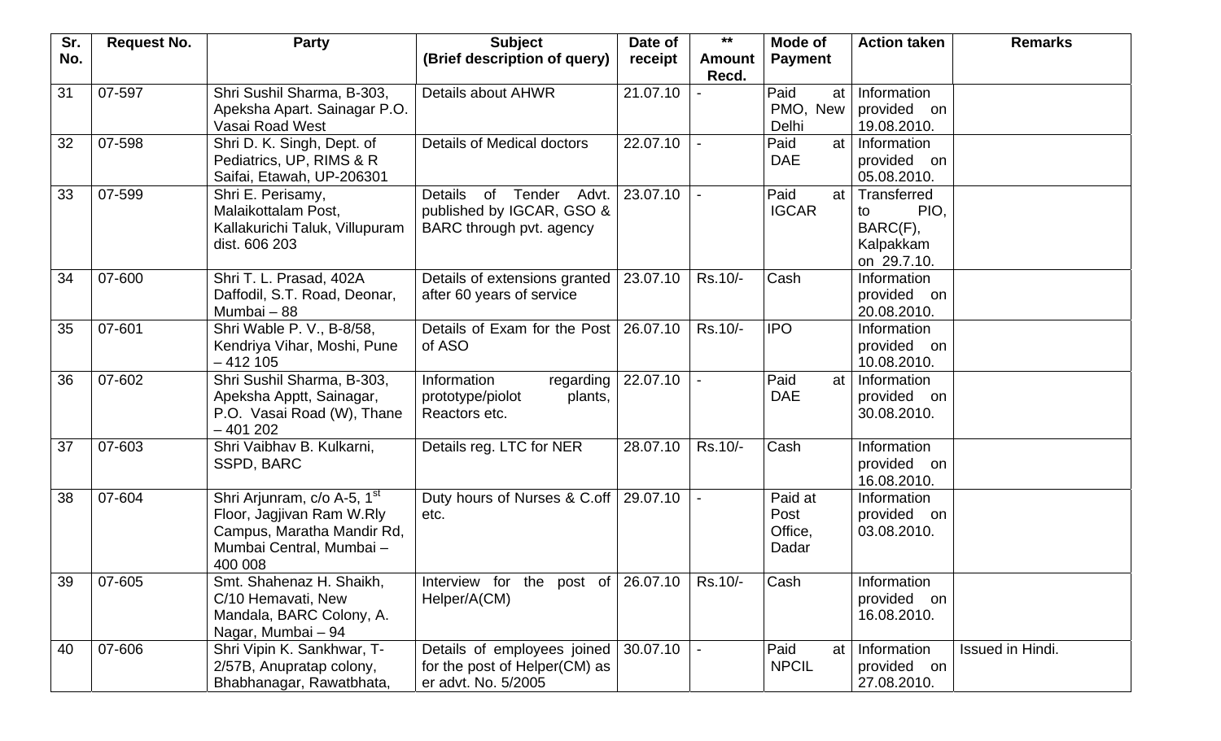| Sr. No. | Request No. | Party | Subject (Brief description of query) | Date of receipt | ** Amount Recd. | Mode of Payment | Action taken | Remarks |
|---|---|---|---|---|---|---|---|---|
| 31 | 07-597 | Shri Sushil Sharma, B-303, Apeksha Apart. Sainagar P.O. Vasai Road West | Details about AHWR | 21.07.10 | - | Paid at PMO, New Delhi | Information provided on 19.08.2010. | |
| 32 | 07-598 | Shri D. K. Singh, Dept. of Pediatrics, UP, RIMS & R Saifai, Etawah, UP-206301 | Details of Medical doctors | 22.07.10 | - | Paid at DAE | Information provided on 05.08.2010. | |
| 33 | 07-599 | Shri E. Perisamy, Malaikottalam Post, Kallakurichi Taluk, Villupuram dist. 606 203 | Details of Tender Advt. published by IGCAR, GSO & BARC through pvt. agency | 23.07.10 | - | Paid at IGCAR | Transferred to PIO, BARC(F), Kalpakkam on 29.7.10. | |
| 34 | 07-600 | Shri T. L. Prasad, 402A Daffodil, S.T. Road, Deonar, Mumbai – 88 | Details of extensions granted after 60 years of service | 23.07.10 | Rs.10/- | Cash | Information provided on 20.08.2010. | |
| 35 | 07-601 | Shri Wable P. V., B-8/58, Kendriya Vihar, Moshi, Pune – 412 105 | Details of Exam for the Post of ASO | 26.07.10 | Rs.10/- | IPO | Information provided on 10.08.2010. | |
| 36 | 07-602 | Shri Sushil Sharma, B-303, Apeksha Apptt, Sainagar, P.O. Vasai Road (W), Thane – 401 202 | Information regarding prototype/piolot plants, Reactors etc. | 22.07.10 | - | Paid at DAE | Information provided on 30.08.2010. | |
| 37 | 07-603 | Shri Vaibhav B. Kulkarni, SSPD, BARC | Details reg. LTC for NER | 28.07.10 | Rs.10/- | Cash | Information provided on 16.08.2010. | |
| 38 | 07-604 | Shri Arjunram, c/o A-5, 1st Floor, Jagjivan Ram W.Rly Campus, Maratha Mandir Rd, Mumbai Central, Mumbai – 400 008 | Duty hours of Nurses & C.off etc. | 29.07.10 | - | Paid at Post Office, Dadar | Information provided on 03.08.2010. | |
| 39 | 07-605 | Smt. Shahenaz H. Shaikh, C/10 Hemavati, New Mandala, BARC Colony, A. Nagar, Mumbai – 94 | Interview for the post of Helper/A(CM) | 26.07.10 | Rs.10/- | Cash | Information provided on 16.08.2010. | |
| 40 | 07-606 | Shri Vipin K. Sankhwar, T-2/57B, Anupratap colony, Bhabhanagar, Rawatbhata, | Details of employees joined for the post of Helper(CM) as er advt. No. 5/2005 | 30.07.10 | - | Paid at NPCIL | Information provided on 27.08.2010. | Issued in Hindi. |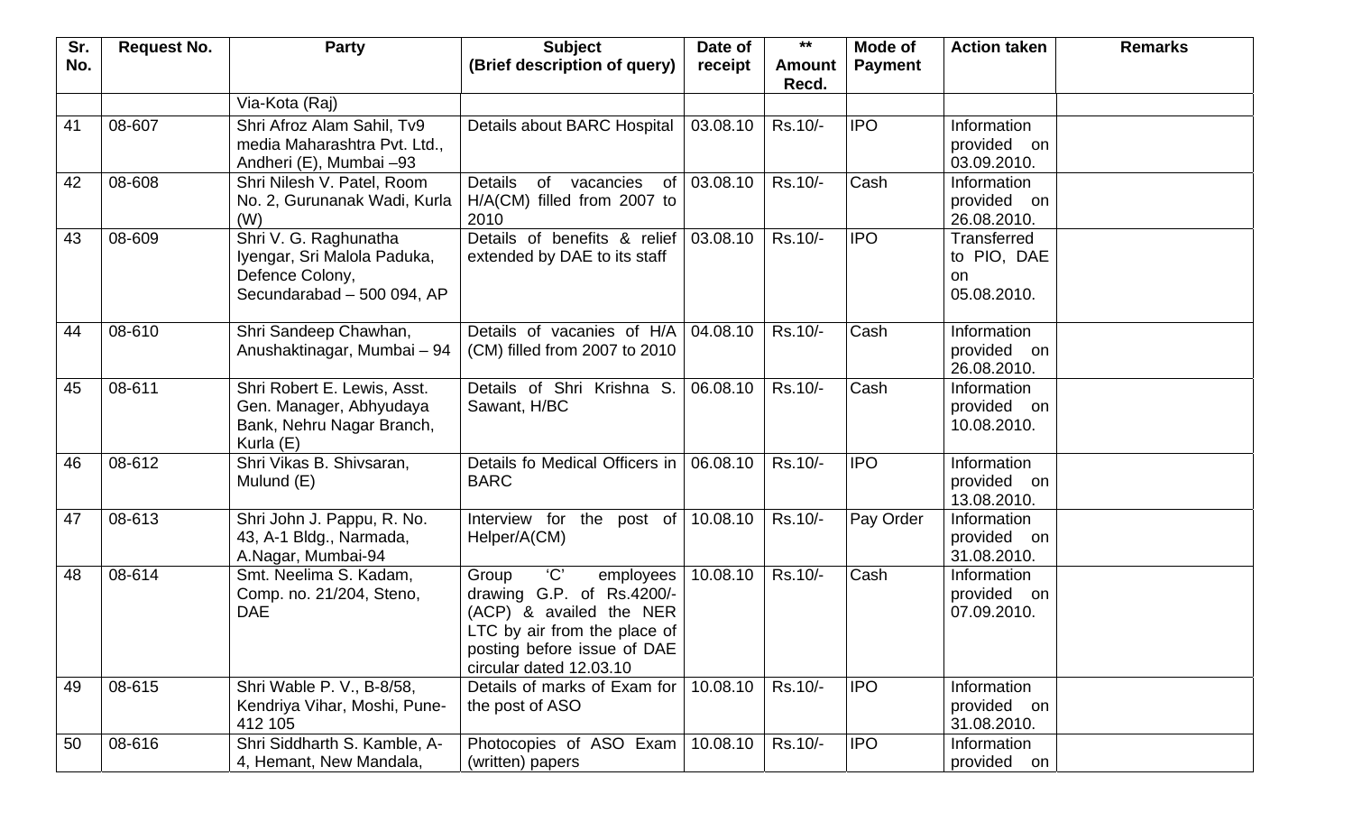| Sr. No. | Request No. | Party | Subject (Brief description of query) | Date of receipt | ** Amount Recd. | Mode of Payment | Action taken | Remarks |
|---|---|---|---|---|---|---|---|---|
| | | Via-Kota (Raj) | | | | | | |
| 41 | 08-607 | Shri Afroz Alam Sahil, Tv9 media Maharashtra Pvt. Ltd., Andheri (E), Mumbai –93 | Details about BARC Hospital | 03.08.10 | Rs.10/- | IPO | Information provided on 03.09.2010. | |
| 42 | 08-608 | Shri Nilesh V. Patel, Room No. 2, Gurunanak Wadi, Kurla (W) | Details of vacancies of H/A(CM) filled from 2007 to 2010 | 03.08.10 | Rs.10/- | Cash | Information provided on 26.08.2010. | |
| 43 | 08-609 | Shri V. G. Raghunatha Iyengar, Sri Malola Paduka, Defence Colony, Secundarabad – 500 094, AP | Details of benefits & relief extended by DAE to its staff | 03.08.10 | Rs.10/- | IPO | Transferred to PIO, DAE on 05.08.2010. | |
| 44 | 08-610 | Shri Sandeep Chawhan, Anushaktinagar, Mumbai – 94 | Details of vacanies of H/A (CM) filled from 2007 to 2010 | 04.08.10 | Rs.10/- | Cash | Information provided on 26.08.2010. | |
| 45 | 08-611 | Shri Robert E. Lewis, Asst. Gen. Manager, Abhyudaya Bank, Nehru Nagar Branch, Kurla (E) | Details of Shri Krishna S. Sawant, H/BC | 06.08.10 | Rs.10/- | Cash | Information provided on 10.08.2010. | |
| 46 | 08-612 | Shri Vikas B. Shivsaran, Mulund (E) | Details fo Medical Officers in BARC | 06.08.10 | Rs.10/- | IPO | Information provided on 13.08.2010. | |
| 47 | 08-613 | Shri John J. Pappu, R. No. 43, A-1 Bldg., Narmada, A.Nagar, Mumbai-94 | Interview for the post of Helper/A(CM) | 10.08.10 | Rs.10/- | Pay Order | Information provided on 31.08.2010. | |
| 48 | 08-614 | Smt. Neelima S. Kadam, Comp. no. 21/204, Steno, DAE | Group 'C' employees drawing G.P. of Rs.4200/- (ACP) & availed the NER LTC by air from the place of posting before issue of DAE circular dated 12.03.10 | 10.08.10 | Rs.10/- | Cash | Information provided on 07.09.2010. | |
| 49 | 08-615 | Shri Wable P. V., B-8/58, Kendriya Vihar, Moshi, Pune-412 105 | Details of marks of Exam for the post of ASO | 10.08.10 | Rs.10/- | IPO | Information provided on 31.08.2010. | |
| 50 | 08-616 | Shri Siddharth S. Kamble, A-4, Hemant, New Mandala, | Photocopies of ASO Exam (written) papers | 10.08.10 | Rs.10/- | IPO | Information provided on | |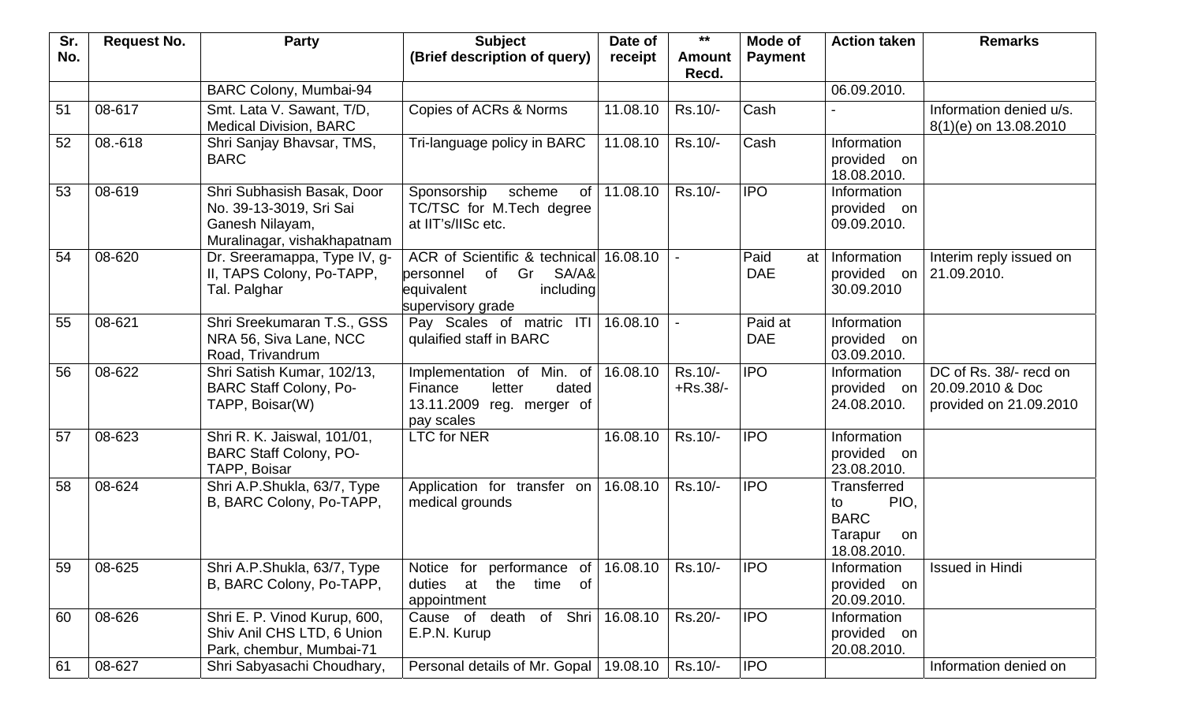| Sr. No. | Request No. | Party | Subject (Brief description of query) | Date of receipt | ** Amount Recd. | Mode of Payment | Action taken | Remarks |
|---|---|---|---|---|---|---|---|---|
| | | BARC Colony, Mumbai-94 | | | | | 06.09.2010. | |
| 51 | 08-617 | Smt. Lata V. Sawant, T/D, Medical Division, BARC | Copies of ACRs & Norms | 11.08.10 | Rs.10/- | Cash | - | Information denied u/s. 8(1)(e) on 13.08.2010 |
| 52 | 08.-618 | Shri Sanjay Bhavsar, TMS, BARC | Tri-language policy in BARC | 11.08.10 | Rs.10/- | Cash | Information provided on 18.08.2010. | |
| 53 | 08-619 | Shri Subhasish Basak, Door No. 39-13-3019, Sri Sai Ganesh Nilayam, Muralinagar, vishakhapatnam | Sponsorship scheme of TC/TSC for M.Tech degree at IIT's/IISc etc. | 11.08.10 | Rs.10/- | IPO | Information provided on 09.09.2010. | |
| 54 | 08-620 | Dr. Sreeramappa, Type IV, g-II, TAPS Colony, Po-TAPP, Tal. Palghar | ACR of Scientific & technical personnel of Gr SA/A& equivalent including supervisory grade | 16.08.10 | - | Paid at DAE | Information provided on 30.09.2010 | Interim reply issued on 21.09.2010. |
| 55 | 08-621 | Shri Sreekumaran T.S., GSS NRA 56, Siva Lane, NCC Road, Trivandrum | Pay Scales of matric ITI qulaified staff in BARC | 16.08.10 | - | Paid at DAE | Information provided on 03.09.2010. | |
| 56 | 08-622 | Shri Satish Kumar, 102/13, BARC Staff Colony, Po-TAPP, Boisar(W) | Implementation of Min. of Finance letter dated 13.11.2009 reg. merger of pay scales | 16.08.10 | Rs.10/- +Rs.38/- | IPO | Information provided on 24.08.2010. | DC of Rs. 38/- recd on 20.09.2010 & Doc provided on 21.09.2010 |
| 57 | 08-623 | Shri R. K. Jaiswal, 101/01, BARC Staff Colony, PO-TAPP, Boisar | LTC for NER | 16.08.10 | Rs.10/- | IPO | Information provided on 23.08.2010. | |
| 58 | 08-624 | Shri A.P.Shukla, 63/7, Type B, BARC Colony, Po-TAPP, | Application for transfer on medical grounds | 16.08.10 | Rs.10/- | IPO | Transferred to PIO, BARC Tarapur on 18.08.2010. | |
| 59 | 08-625 | Shri A.P.Shukla, 63/7, Type B, BARC Colony, Po-TAPP, | Notice for performance of duties at the time of appointment | 16.08.10 | Rs.10/- | IPO | Information provided on 20.09.2010. | Issued in Hindi |
| 60 | 08-626 | Shri E. P. Vinod Kurup, 600, Shiv Anil CHS LTD, 6 Union Park, chembur, Mumbai-71 | Cause of death of Shri E.P.N. Kurup | 16.08.10 | Rs.20/- | IPO | Information provided on 20.08.2010. | |
| 61 | 08-627 | Shri Sabyasachi Choudhary, | Personal details of Mr. Gopal | 19.08.10 | Rs.10/- | IPO | | Information denied on |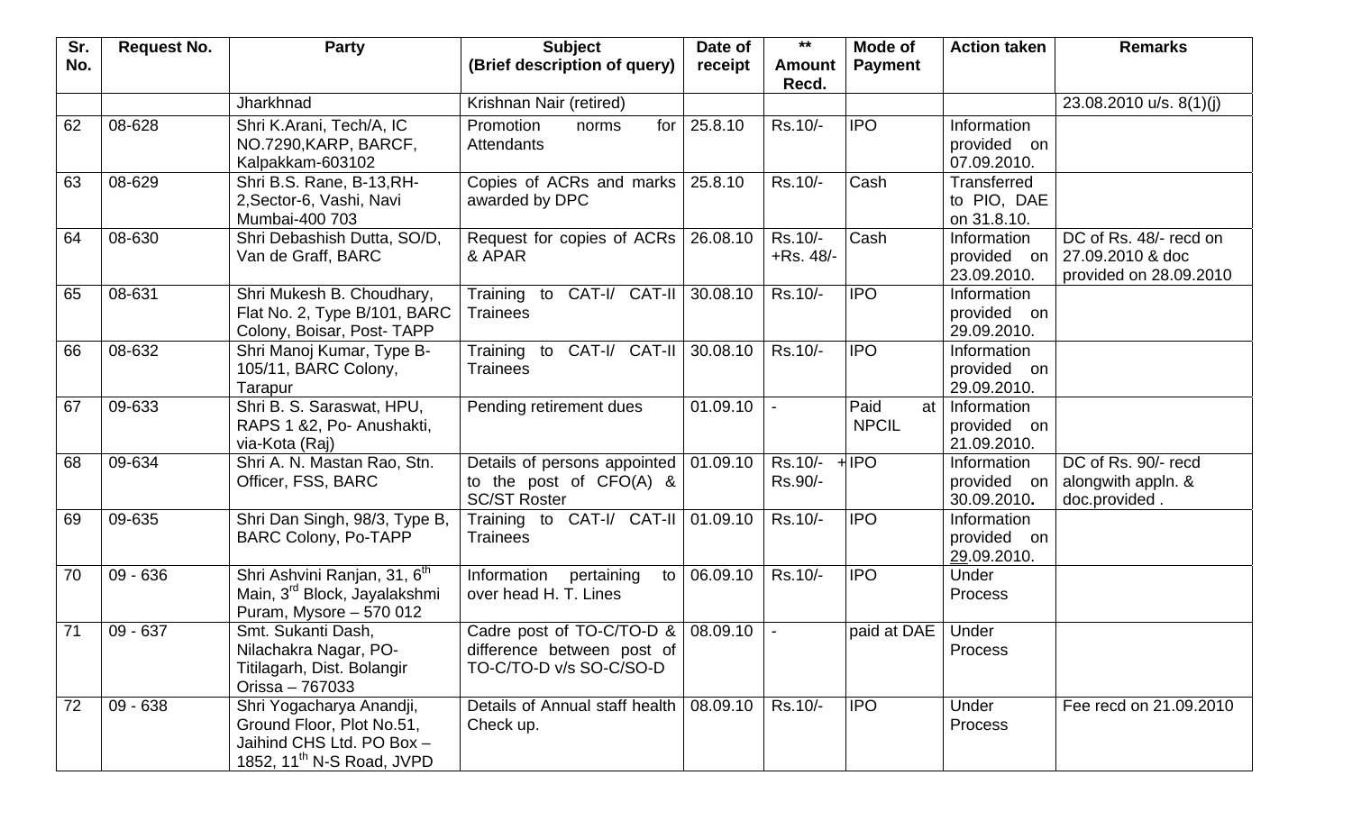| Sr. No. | Request No. | Party | Subject (Brief description of query) | Date of receipt | ** Amount Recd. | Mode of Payment | Action taken | Remarks |
|---|---|---|---|---|---|---|---|---|
| | | Jharkhnad | Krishnan Nair (retired) | | | | | 23.08.2010 u/s. 8(1)(j) |
| 62 | 08-628 | Shri K.Arani, Tech/A, IC NO.7290,KARP, BARCF, Kalpakkam-603102 | Promotion norms for Attendants | 25.8.10 | Rs.10/- | IPO | Information provided on 07.09.2010. | |
| 63 | 08-629 | Shri B.S. Rane, B-13,RH-2,Sector-6, Vashi, Navi Mumbai-400 703 | Copies of ACRs and marks awarded by DPC | 25.8.10 | Rs.10/- | Cash | Transferred to PIO, DAE on 31.8.10. | |
| 64 | 08-630 | Shri Debashish Dutta, SO/D, Van de Graff, BARC | Request for copies of ACRs & APAR | 26.08.10 | Rs.10/- +Rs. 48/- | Cash | Information provided on 23.09.2010. | DC of Rs. 48/- recd on 27.09.2010 & doc provided on 28.09.2010 |
| 65 | 08-631 | Shri Mukesh B. Choudhary, Flat No. 2, Type B/101, BARC Colony, Boisar, Post- TAPP | Training to CAT-I/ CAT-II Trainees | 30.08.10 | Rs.10/- | IPO | Information provided on 29.09.2010. | |
| 66 | 08-632 | Shri Manoj Kumar, Type B-105/11, BARC Colony, Tarapur | Training to CAT-I/ CAT-II Trainees | 30.08.10 | Rs.10/- | IPO | Information provided on 29.09.2010. | |
| 67 | 09-633 | Shri B. S. Saraswat, HPU, RAPS 1 &2, Po- Anushakti, via-Kota (Raj) | Pending retirement dues | 01.09.10 | - | Paid at NPCIL | Information provided on 21.09.2010. | |
| 68 | 09-634 | Shri A. N. Mastan Rao, Stn. Officer, FSS, BARC | Details of persons appointed to the post of CFO(A) & SC/ST Roster | 01.09.10 | Rs.10/- + Rs.90/- | IPO | Information provided on 30.09.2010. | DC of Rs. 90/- recd alongwith appln. & doc.provided . |
| 69 | 09-635 | Shri Dan Singh, 98/3, Type B, BARC Colony, Po-TAPP | Training to CAT-I/ CAT-II Trainees | 01.09.10 | Rs.10/- | IPO | Information provided on 29.09.2010. | |
| 70 | 09 - 636 | Shri Ashvini Ranjan, 31, 6th Main, 3rd Block, Jayalakshmi Puram, Mysore – 570 012 | Information pertaining to over head H. T. Lines | 06.09.10 | Rs.10/- | IPO | Under Process | |
| 71 | 09 - 637 | Smt. Sukanti Dash, Nilachakra Nagar, PO- Titilagarh, Dist. Bolangir Orissa – 767033 | Cadre post of TO-C/TO-D & difference between post of TO-C/TO-D v/s SO-C/SO-D | 08.09.10 | - | paid at DAE | Under Process | |
| 72 | 09 - 638 | Shri Yogacharya Anandji, Ground Floor, Plot No.51, Jaihind CHS Ltd. PO Box – 1852, 11th N-S Road, JVPD | Details of Annual staff health Check up. | 08.09.10 | Rs.10/- | IPO | Under Process | Fee recd on 21.09.2010 |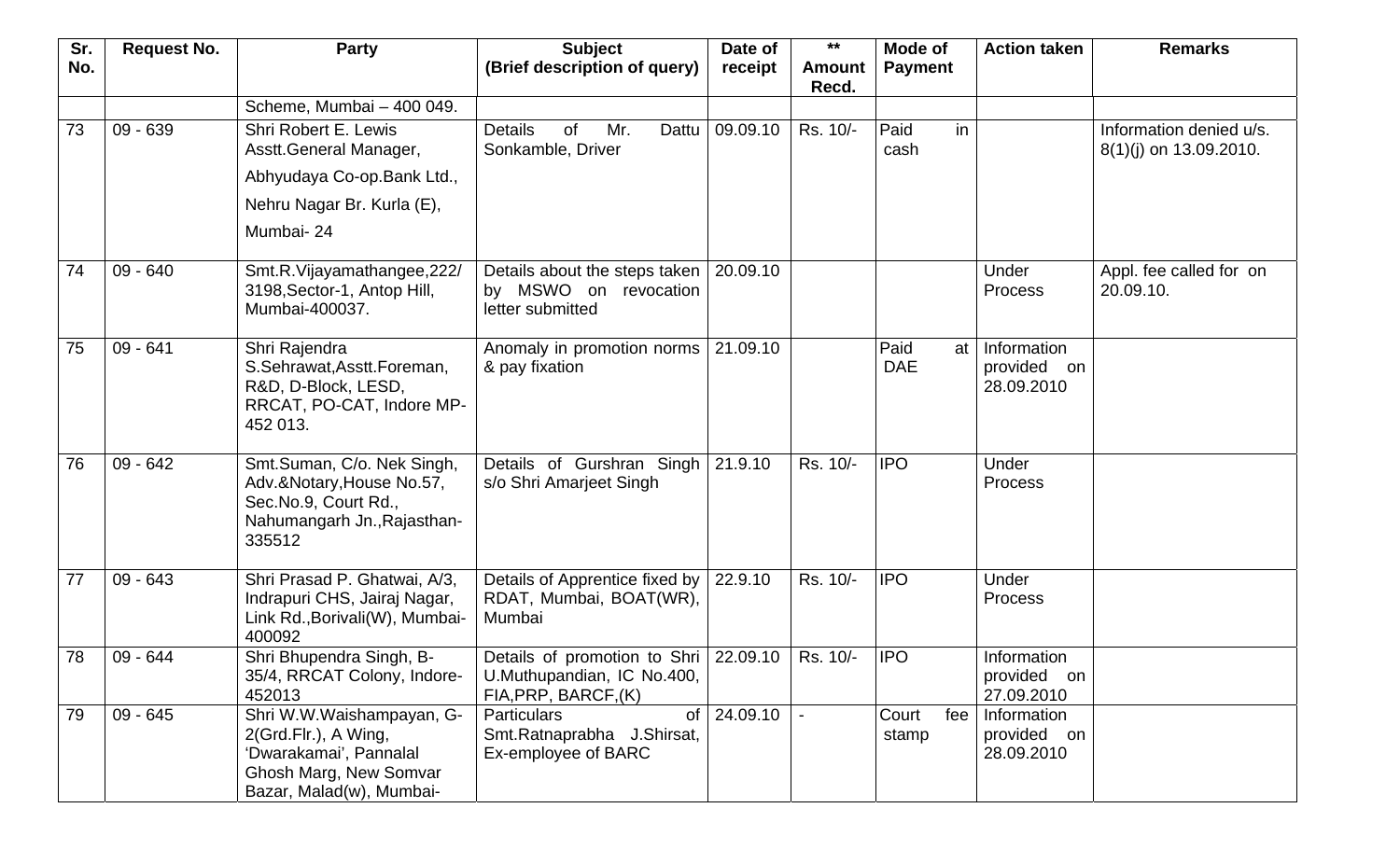| Sr. No. | Request No. | Party | Subject (Brief description of query) | Date of receipt | ** Amount Recd. | Mode of Payment | Action taken | Remarks |
|---|---|---|---|---|---|---|---|---|
| | | Scheme, Mumbai – 400 049. | | | | | | |
| 73 | 09 - 639 | Shri Robert E. Lewis Asstt.General Manager, Abhyudaya Co-op.Bank Ltd., Nehru Nagar Br. Kurla (E), Mumbai- 24 | Details of Mr. Dattu Sonkamble, Driver | 09.09.10 | Rs. 10/- | Paid in cash | | Information denied u/s. 8(1)(j) on 13.09.2010. |
| 74 | 09 - 640 | Smt.R.Vijayamathangee,222/ 3198,Sector-1, Antop Hill, Mumbai-400037. | Details about the steps taken by MSWO on revocation letter submitted | 20.09.10 | | | Under Process | Appl. fee called for on 20.09.10. |
| 75 | 09 - 641 | Shri Rajendra S.Sehrawat,Asstt.Foreman, R&D, D-Block, LESD, RRCAT, PO-CAT, Indore MP-452 013. | Anomaly in promotion norms & pay fixation | 21.09.10 | | Paid at DAE | Information provided on 28.09.2010 | |
| 76 | 09 - 642 | Smt.Suman, C/o. Nek Singh, Adv.&Notary,House No.57, Sec.No.9, Court Rd., Nahumangarh Jn.,Rajasthan-335512 | Details of Gurshran Singh s/o Shri Amarjeet Singh | 21.9.10 | Rs. 10/- | IPO | Under Process | |
| 77 | 09 - 643 | Shri Prasad P. Ghatwai, A/3, Indrapuri CHS, Jairaj Nagar, Link Rd.,Borivali(W), Mumbai-400092 | Details of Apprentice fixed by RDAT, Mumbai, BOAT(WR), Mumbai | 22.9.10 | Rs. 10/- | IPO | Under Process | |
| 78 | 09 - 644 | Shri Bhupendra Singh, B-35/4, RRCAT Colony, Indore-452013 | Details of promotion to Shri U.Muthupandian, IC No.400, FIA,PRP, BARCF,(K) | 22.09.10 | Rs. 10/- | IPO | Information provided on 27.09.2010 | |
| 79 | 09 - 645 | Shri W.W.Waishampayan, G-2(Grd.Flr.), A Wing, 'Dwarakamai', Pannalal Ghosh Marg, New Somvar Bazar, Malad(w), Mumbai- | Particulars of Smt.Ratnaprabha J.Shirsat, Ex-employee of BARC | 24.09.10 | - | Court fee stamp | Information provided on 28.09.2010 | |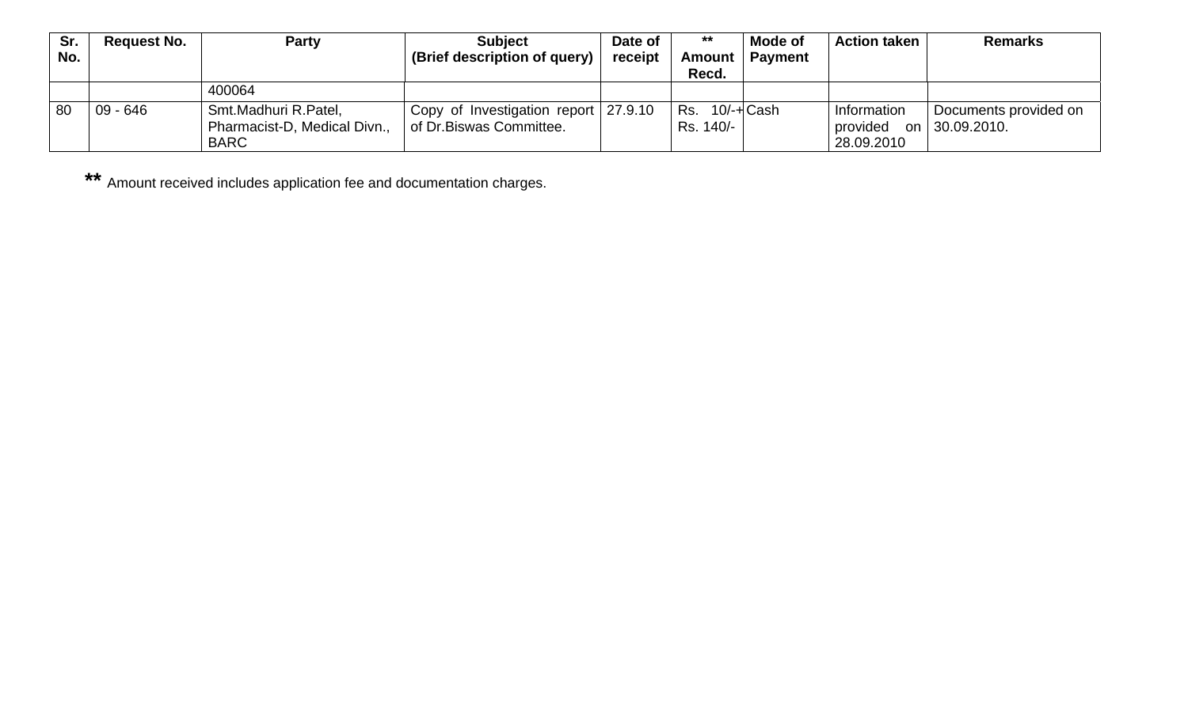| Sr. No. | Request No. | Party | Subject (Brief description of query) | Date of receipt | ** Amount Recd. | Mode of Payment | Action taken | Remarks |
|---|---|---|---|---|---|---|---|---|
| | | 400064 | | | | | | |
| 80 | 09 - 646 | Smt.Madhuri R.Patel, Pharmacist-D, Medical Divn., BARC | Copy of Investigation report of Dr.Biswas Committee. | 27.9.10 | Rs. 10/-+ Rs. 140/- | Cash | Information provided on 28.09.2010 | Documents provided on 30.09.2010. |

**\*\*** Amount received includes application fee and documentation charges.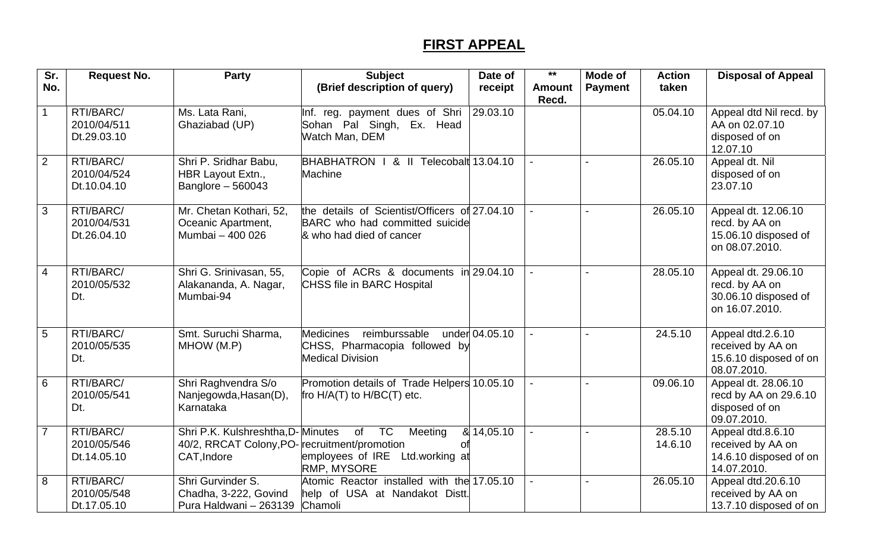## FIRST APPEAL

| Sr. No. | Request No. | Party | Subject (Brief description of query) | Date of receipt | ** Amount Recd. | Mode of Payment | Action taken | Disposal of Appeal |
|---|---|---|---|---|---|---|---|---|
| 1 | RTI/BARC/ 2010/04/511 Dt.29.03.10 | Ms. Lata Rani, Ghaziabad (UP) | Inf. reg. payment dues of Shri Sohan Pal Singh, Ex. Head Watch Man, DEM | 29.03.10 | | | 05.04.10 | Appeal dtd Nil recd. by AA on 02.07.10 disposed of on 12.07.10 |
| 2 | RTI/BARC/ 2010/04/524 Dt.10.04.10 | Shri P. Sridhar Babu, HBR Layout Extn., Banglore – 560043 | BHABHATRON I & II Telecobalt Machine | 13.04.10 | - | - | 26.05.10 | Appeal dt. Nil disposed of on 23.07.10 |
| 3 | RTI/BARC/ 2010/04/531 Dt.26.04.10 | Mr. Chetan Kothari, 52, Oceanic Apartment, Mumbai – 400 026 | the details of Scientist/Officers of BARC who had committed suicide & who had died of cancer | 27.04.10 | - | - | 26.05.10 | Appeal dt. 12.06.10 recd. by AA on 15.06.10 disposed of on 08.07.2010. |
| 4 | RTI/BARC/ 2010/05/532 Dt. | Shri G. Srinivasan, 55, Alakananda, A. Nagar, Mumbai-94 | Copie of ACRs & documents in CHSS file in BARC Hospital | 29.04.10 | - | - | 28.05.10 | Appeal dt. 29.06.10 recd. by AA on 30.06.10 disposed of on 16.07.2010. |
| 5 | RTI/BARC/ 2010/05/535 Dt. | Smt. Suruchi Sharma, MHOW (M.P) | Medicines reimburssable under CHSS, Pharmacopia followed by Medical Division | 04.05.10 | - | - | 24.5.10 | Appeal dtd.2.6.10 received by AA on 15.6.10 disposed of on 08.07.2010. |
| 6 | RTI/BARC/ 2010/05/541 Dt. | Shri Raghvendra S/o Nanjegowda,Hasan(D), Karnataka | Promotion details of Trade Helpers fro H/A(T) to H/BC(T) etc. | 10.05.10 | - | - | 09.06.10 | Appeal dt. 28.06.10 recd by AA on 29.6.10 disposed of on 09.07.2010. |
| 7 | RTI/BARC/ 2010/05/546 Dt.14.05.10 | Shri P.K. Kulshreshtha,D-40/2, RRCAT Colony,PO-CAT,Indore | Minutes of TC Meeting & recruitment/promotion of employees of IRE Ltd.working at RMP, MYSORE | 14,05.10 | - | - | 28.5.10 14.6.10 | Appeal dtd.8.6.10 received by AA on 14.6.10 disposed of on 14.07.2010. |
| 8 | RTI/BARC/ 2010/05/548 Dt.17.05.10 | Shri Gurvinder S. Chadha, 3-222, Govind Pura Haldwani – 263139 | Atomic Reactor installed with the help of USA at Nandakot Distt. Chamoli | 17.05.10 | - | - | 26.05.10 | Appeal dtd.20.6.10 received by AA on 13.7.10 disposed of on |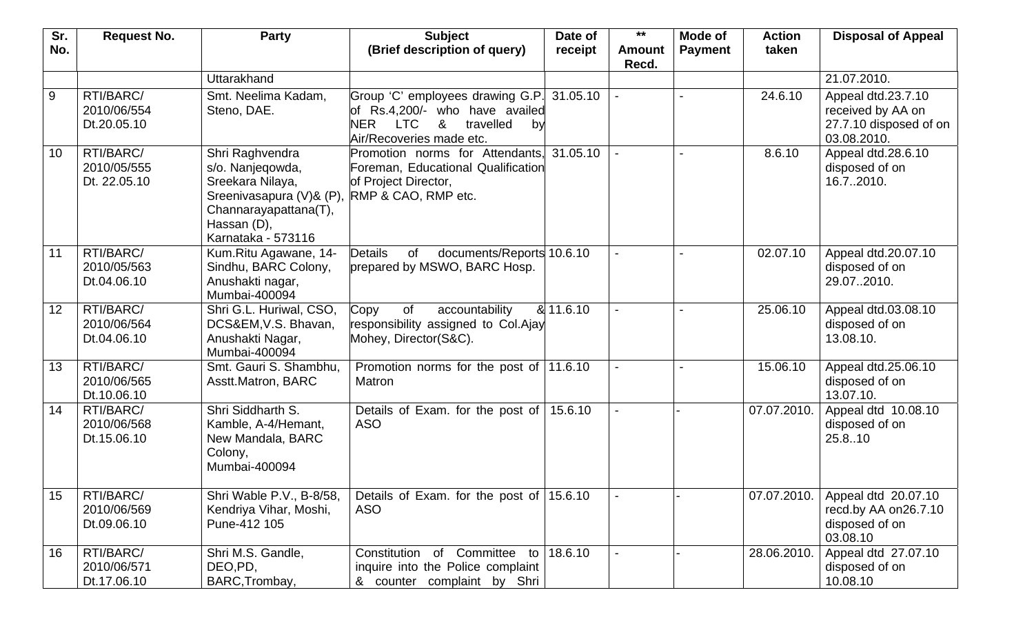| Sr. No. | Request No. | Party | Subject (Brief description of query) | Date of receipt | ** Amount Recd. | Mode of Payment | Action taken | Disposal of Appeal |
|---|---|---|---|---|---|---|---|---|
| | | Uttarakhand | | | | | | 21.07.2010. |
| 9 | RTI/BARC/ 2010/06/554 Dt.20.05.10 | Smt. Neelima Kadam, Steno, DAE. | Group 'C' employees drawing G.P. of Rs.4,200/- who have availed NER LTC & travelled by Air/Recoveries made etc. | 31.05.10 | - | - | 24.6.10 | Appeal dtd.23.7.10 received by AA on 27.7.10 disposed of on 03.08.2010. |
| 10 | RTI/BARC/ 2010/05/555 Dt. 22.05.10 | Shri Raghvendra s/o. Nanjeqowda, Sreekara Nilaya, Sreenivasapura (V)& (P), Channarayapattana(T), Hassan (D), Karnataka - 573116 | Promotion norms for Attendants, Foreman, Educational Qualification of Project Director, RMP & CAO, RMP etc. | 31.05.10 | - | - | 8.6.10 | Appeal dtd.28.6.10 disposed of on 16.7..2010. |
| 11 | RTI/BARC/ 2010/05/563 Dt.04.06.10 | Kum.Ritu Agawane, 14-Sindhu, BARC Colony, Anushakti nagar, Mumbai-400094 | Details of documents/Reports prepared by MSWO, BARC Hosp. | 10.6.10 | - | - | 02.07.10 | Appeal dtd.20.07.10 disposed of on 29.07..2010. |
| 12 | RTI/BARC/ 2010/06/564 Dt.04.06.10 | Shri G.L. Huriwal, CSO, DCS&EM,V.S. Bhavan, Anushakti Nagar, Mumbai-400094 | Copy of accountability & responsibility assigned to Col.Ajay Mohey, Director(S&C). | 11.6.10 | - | - | 25.06.10 | Appeal dtd.03.08.10 disposed of on 13.08.10. |
| 13 | RTI/BARC/ 2010/06/565 Dt.10.06.10 | Smt. Gauri S. Shambhu, Asstt.Matron, BARC | Promotion norms for the post of Matron | 11.6.10 | - | - | 15.06.10 | Appeal dtd.25.06.10 disposed of on 13.07.10. |
| 14 | RTI/BARC/ 2010/06/568 Dt.15.06.10 | Shri Siddharth S. Kamble, A-4/Hemant, New Mandala, BARC Colony, Mumbai-400094 | Details of Exam. for the post of ASO | 15.6.10 | - | - | 07.07.2010. | Appeal dtd 10.08.10 disposed of on 25.8..10 |
| 15 | RTI/BARC/ 2010/06/569 Dt.09.06.10 | Shri Wable P.V., B-8/58, Kendriya Vihar, Moshi, Pune-412 105 | Details of Exam. for the post of ASO | 15.6.10 | - | - | 07.07.2010. | Appeal dtd 20.07.10 recd.by AA on26.7.10 disposed of on 03.08.10 |
| 16 | RTI/BARC/ 2010/06/571 Dt.17.06.10 | Shri M.S. Gandle, DEO,PD, BARC,Trombay, | Constitution of Committee to inquire into the Police complaint & counter complaint by Shri | 18.6.10 | - | - | 28.06.2010. | Appeal dtd 27.07.10 disposed of on 10.08.10 |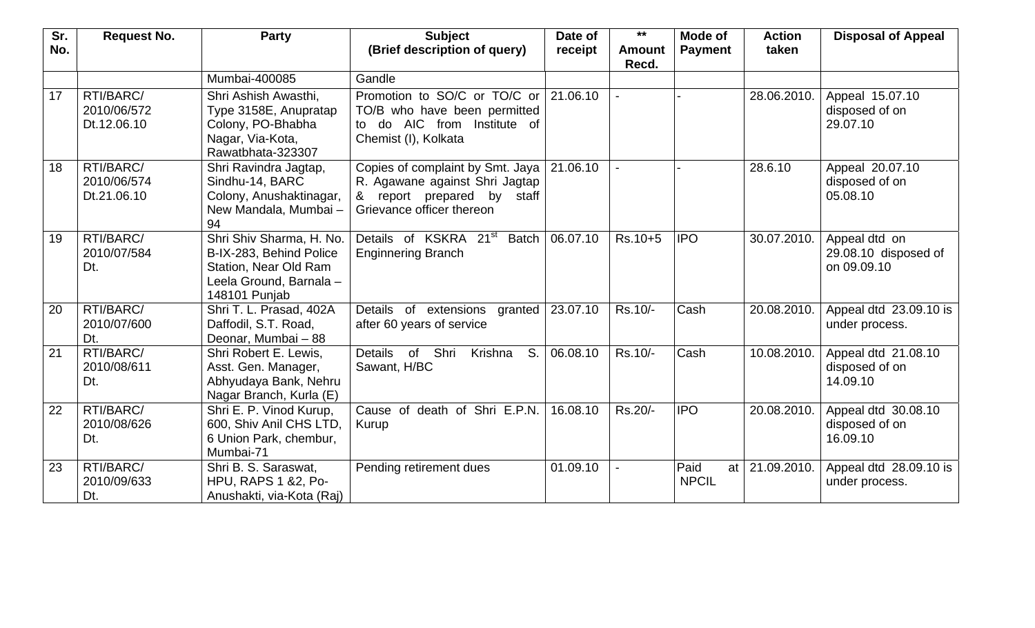| Sr. No. | Request No. | Party | Subject (Brief description of query) | Date of receipt | ** Amount Recd. | Mode of Payment | Action taken | Disposal of Appeal |
|---|---|---|---|---|---|---|---|---|
| | | Mumbai-400085 | Gandle | | | | | |
| 17 | RTI/BARC/ 2010/06/572 Dt.12.06.10 | Shri Ashish Awasthi, Type 3158E, Anupratap Colony, PO-Bhabha Nagar, Via-Kota, Rawatbhata-323307 | Promotion to SO/C or TO/C or TO/B who have been permitted to do AIC from Institute of Chemist (I), Kolkata | 21.06.10 | - | - | 28.06.2010. | Appeal 15.07.10 disposed of on 29.07.10 |
| 18 | RTI/BARC/ 2010/06/574 Dt.21.06.10 | Shri Ravindra Jagtap, Sindhu-14, BARC Colony, Anushaktinagar, New Mandala, Mumbai – 94 | Copies of complaint by Smt. Jaya R. Agawane against Shri Jagtap & report prepared by staff Grievance officer thereon | 21.06.10 | - | - | 28.6.10 | Appeal 20.07.10 disposed of on 05.08.10 |
| 19 | RTI/BARC/ 2010/07/584 Dt. | Shri Shiv Sharma, H. No. B-IX-283, Behind Police Station, Near Old Ram Leela Ground, Barnala – 148101 Punjab | Details of KSKRA 21st Batch Enginnering Branch | 06.07.10 | Rs.10+5 | IPO | 30.07.2010. | Appeal dtd on 29.08.10 disposed of on 09.09.10 |
| 20 | RTI/BARC/ 2010/07/600 Dt. | Shri T. L. Prasad, 402A Daffodil, S.T. Road, Deonar, Mumbai – 88 | Details of extensions granted after 60 years of service | 23.07.10 | Rs.10/- | Cash | 20.08.2010. | Appeal dtd 23.09.10 is under process. |
| 21 | RTI/BARC/ 2010/08/611 Dt. | Shri Robert E. Lewis, Asst. Gen. Manager, Abhyudaya Bank, Nehru Nagar Branch, Kurla (E) | Details of Shri Krishna S. Sawant, H/BC | 06.08.10 | Rs.10/- | Cash | 10.08.2010. | Appeal dtd 21.08.10 disposed of on 14.09.10 |
| 22 | RTI/BARC/ 2010/08/626 Dt. | Shri E. P. Vinod Kurup, 600, Shiv Anil CHS LTD, 6 Union Park, chembur, Mumbai-71 | Cause of death of Shri E.P.N. Kurup | 16.08.10 | Rs.20/- | IPO | 20.08.2010. | Appeal dtd 30.08.10 disposed of on 16.09.10 |
| 23 | RTI/BARC/ 2010/09/633 Dt. | Shri B. S. Saraswat, HPU, RAPS 1 &2, Po-Anushakti, via-Kota (Raj) | Pending retirement dues | 01.09.10 | - | Paid at NPCIL | 21.09.2010. | Appeal dtd 28.09.10 is under process. |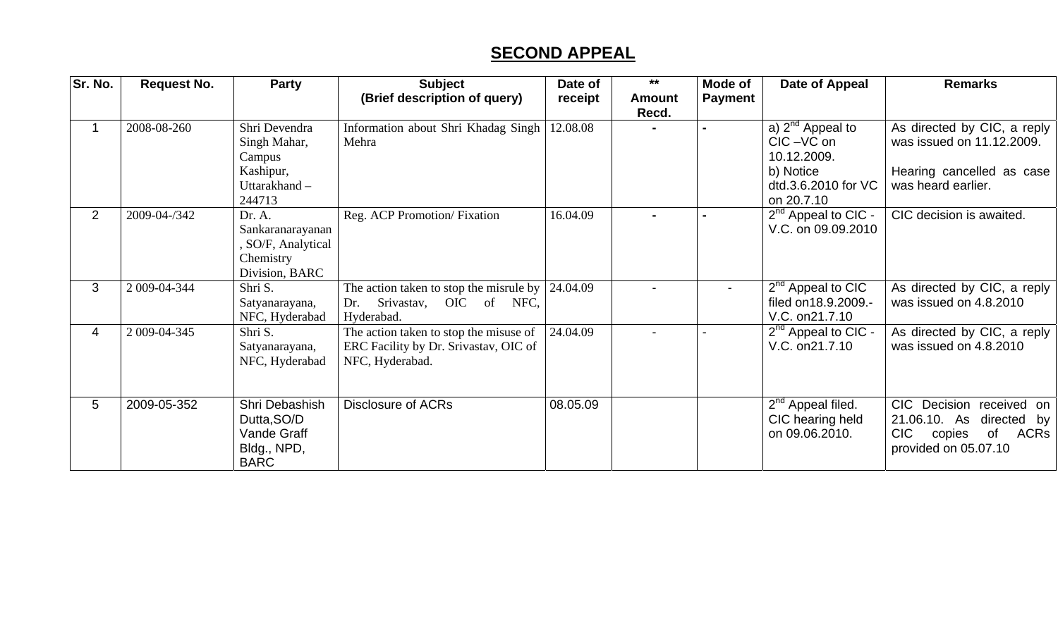## SECOND APPEAL

| Sr. No. | Request No. | Party | Subject (Brief description of query) | Date of receipt | ** Amount Recd. | Mode of Payment | Date of Appeal | Remarks |
|---|---|---|---|---|---|---|---|---|
| 1 | 2008-08-260 | Shri Devendra Singh Mahar, Campus Kashipur, Uttarakhand – 244713 | Information about Shri Khadag Singh Mehra | 12.08.08 | - | - | a) 2nd Appeal to CIC –VC on 10.12.2009. b) Notice dtd.3.6.2010 for VC on 20.7.10 | As directed by CIC, a reply was issued on 11.12.2009. Hearing cancelled as case was heard earlier. |
| 2 | 2009-04-/342 | Dr. A. Sankaranarayanan, SO/F, Analytical Chemistry Division, BARC | Reg. ACP Promotion/ Fixation | 16.04.09 | - | - | 2nd Appeal to CIC - V.C. on 09.09.2010 | CIC decision is awaited. |
| 3 | 2 009-04-344 | Shri S. Satyanarayana, NFC, Hyderabad | The action taken to stop the misrule by Dr. Srivastav, OIC of NFC, Hyderabad. | 24.04.09 | - | - | 2nd Appeal to CIC filed on18.9.2009.- V.C. on21.7.10 | As directed by CIC, a reply was issued on 4.8.2010 |
| 4 | 2 009-04-345 | Shri S. Satyanarayana, NFC, Hyderabad | The action taken to stop the misuse of ERC Facility by Dr. Srivastav, OIC of NFC, Hyderabad. | 24.04.09 | - | - | 2nd Appeal to CIC - V.C. on21.7.10 | As directed by CIC, a reply was issued on 4.8.2010 |
| 5 | 2009-05-352 | Shri Debashish Dutta,SO/D Vande Graff Bldg., NPD, BARC | Disclosure of ACRs | 08.05.09 | | | 2nd Appeal filed. CIC hearing held on 09.06.2010. | CIC Decision received on 21.06.10. As directed by CIC copies of ACRs provided on 05.07.10 |